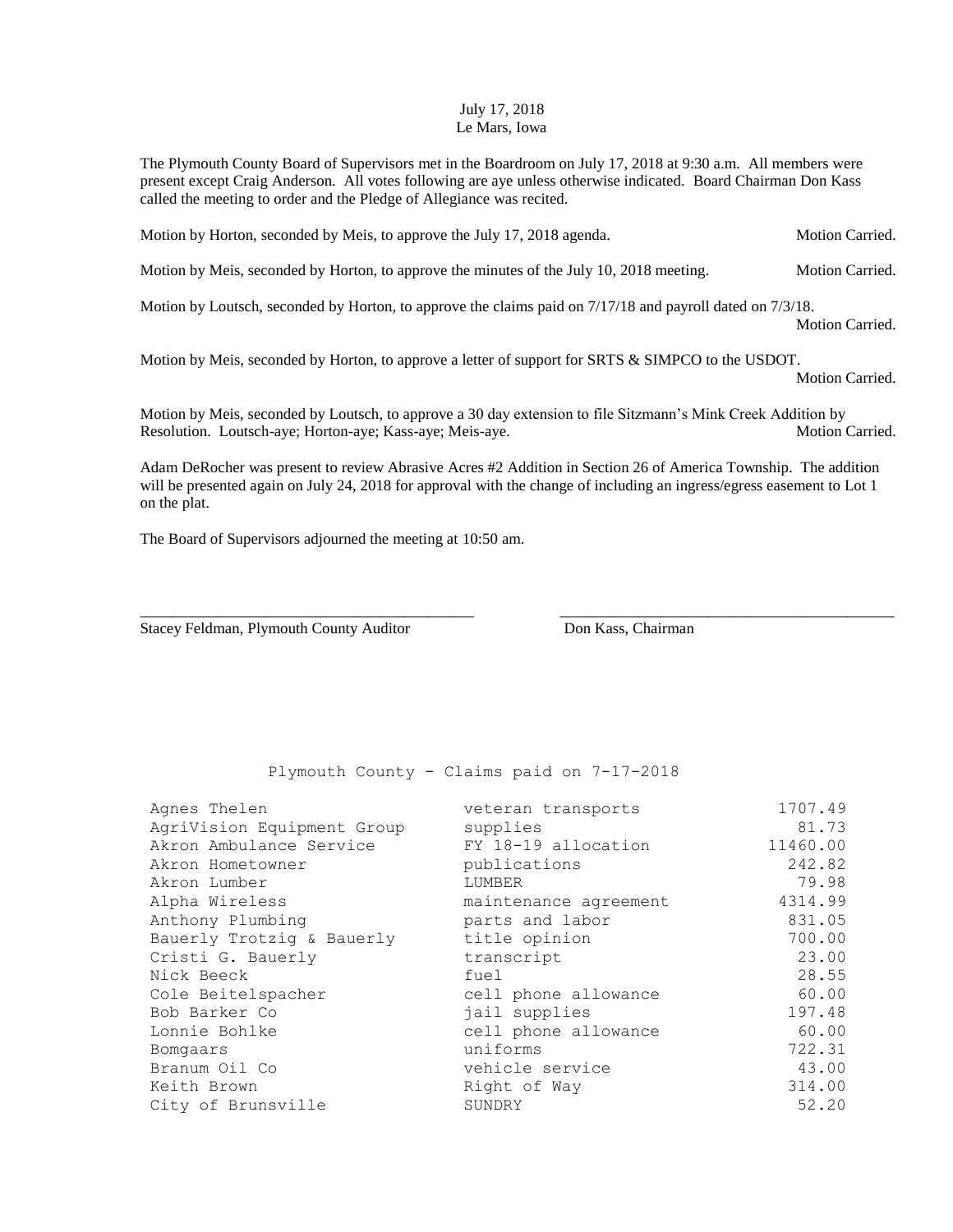July 17, 2018
Le Mars, Iowa

The Plymouth County Board of Supervisors met in the Boardroom on July 17, 2018 at 9:30 a.m. All members were present except Craig Anderson. All votes following are aye unless otherwise indicated. Board Chairman Don Kass called the meeting to order and the Pledge of Allegiance was recited.

Motion by Horton, seconded by Meis, to approve the July 17, 2018 agenda. Motion Carried.

Motion by Meis, seconded by Horton, to approve the minutes of the July 10, 2018 meeting. Motion Carried.

Motion by Loutsch, seconded by Horton, to approve the claims paid on 7/17/18 and payroll dated on 7/3/18. Motion Carried.

Motion by Meis, seconded by Horton, to approve a letter of support for SRTS & SIMPCO to the USDOT. Motion Carried.

Motion by Meis, seconded by Loutsch, to approve a 30 day extension to file Sitzmann's Mink Creek Addition by Resolution. Loutsch-aye; Horton-aye; Kass-aye; Meis-aye. Motion Carried.

Adam DeRocher was present to review Abrasive Acres #2 Addition in Section 26 of America Township. The addition will be presented again on July 24, 2018 for approval with the change of including an ingress/egress easement to Lot 1 on the plat.

The Board of Supervisors adjourned the meeting at 10:50 am.

_______________________________________ _______________________________________

Stacey Feldman, Plymouth County Auditor Don Kass, Chairman

Plymouth County - Claims paid on 7-17-2018

| | | |
|---|---|---|
| Agnes Thelen | veteran transports | 1707.49 |
| AgriVision Equipment Group | supplies | 81.73 |
| Akron Ambulance Service | FY 18-19 allocation | 11460.00 |
| Akron Hometowner | publications | 242.82 |
| Akron Lumber | LUMBER | 79.98 |
| Alpha Wireless | maintenance agreement | 4314.99 |
| Anthony Plumbing | parts and labor | 831.05 |
| Bauerly Trotzig & Bauerly | title opinion | 700.00 |
| Cristi G. Bauerly | transcript | 23.00 |
| Nick Beeck | fuel | 28.55 |
| Cole Beitelspacher | cell phone allowance | 60.00 |
| Bob Barker Co | jail supplies | 197.48 |
| Lonnie Bohlke | cell phone allowance | 60.00 |
| Bomgaars | uniforms | 722.31 |
| Branum Oil Co | vehicle service | 43.00 |
| Keith Brown | Right of Way | 314.00 |
| City of Brunsville | SUNDRY | 52.20 |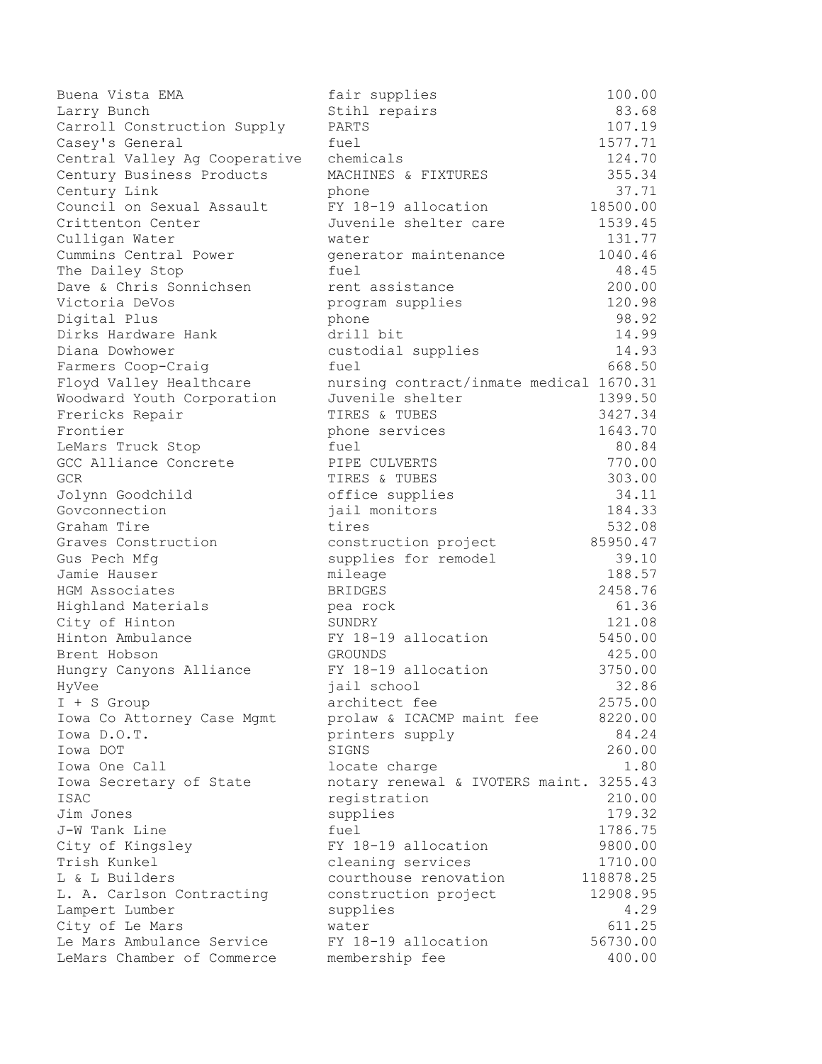| | | |
|---|---|---|
| Buena Vista EMA | fair supplies | 100.00 |
| Larry Bunch | Stihl repairs | 83.68 |
| Carroll Construction Supply | PARTS | 107.19 |
| Casey's General | fuel | 1577.71 |
| Central Valley Ag Cooperative | chemicals | 124.70 |
| Century Business Products | MACHINES & FIXTURES | 355.34 |
| Century Link | phone | 37.71 |
| Council on Sexual Assault | FY 18-19 allocation | 18500.00 |
| Crittenton Center | Juvenile shelter care | 1539.45 |
| Culligan Water | water | 131.77 |
| Cummins Central Power | generator maintenance | 1040.46 |
| The Dailey Stop | fuel | 48.45 |
| Dave & Chris Sonnichsen | rent assistance | 200.00 |
| Victoria DeVos | program supplies | 120.98 |
| Digital Plus | phone | 98.92 |
| Dirks Hardware Hank | drill bit | 14.99 |
| Diana Dowhower | custodial supplies | 14.93 |
| Farmers Coop-Craig | fuel | 668.50 |
| Floyd Valley Healthcare | nursing contract/inmate medical | 1670.31 |
| Woodward Youth Corporation | Juvenile shelter | 1399.50 |
| Frericks Repair | TIRES & TUBES | 3427.34 |
| Frontier | phone services | 1643.70 |
| LeMars Truck Stop | fuel | 80.84 |
| GCC Alliance Concrete | PIPE CULVERTS | 770.00 |
| GCR | TIRES & TUBES | 303.00 |
| Jolynn Goodchild | office supplies | 34.11 |
| Govconnection | jail monitors | 184.33 |
| Graham Tire | tires | 532.08 |
| Graves Construction | construction project | 85950.47 |
| Gus Pech Mfg | supplies for remodel | 39.10 |
| Jamie Hauser | mileage | 188.57 |
| HGM Associates | BRIDGES | 2458.76 |
| Highland Materials | pea rock | 61.36 |
| City of Hinton | SUNDRY | 121.08 |
| Hinton Ambulance | FY 18-19 allocation | 5450.00 |
| Brent Hobson | GROUNDS | 425.00 |
| Hungry Canyons Alliance | FY 18-19 allocation | 3750.00 |
| HyVee | jail school | 32.86 |
| I + S Group | architect fee | 2575.00 |
| Iowa Co Attorney Case Mgmt | prolaw & ICACMP maint fee | 8220.00 |
| Iowa D.O.T. | printers supply | 84.24 |
| Iowa DOT | SIGNS | 260.00 |
| Iowa One Call | locate charge | 1.80 |
| Iowa Secretary of State | notary renewal & IVOTERS maint. | 3255.43 |
| ISAC | registration | 210.00 |
| Jim Jones | supplies | 179.32 |
| J-W Tank Line | fuel | 1786.75 |
| City of Kingsley | FY 18-19 allocation | 9800.00 |
| Trish Kunkel | cleaning services | 1710.00 |
| L & L Builders | courthouse renovation | 118878.25 |
| L. A. Carlson Contracting | construction project | 12908.95 |
| Lampert Lumber | supplies | 4.29 |
| City of Le Mars | water | 611.25 |
| Le Mars Ambulance Service | FY 18-19 allocation | 56730.00 |
| LeMars Chamber of Commerce | membership fee | 400.00 |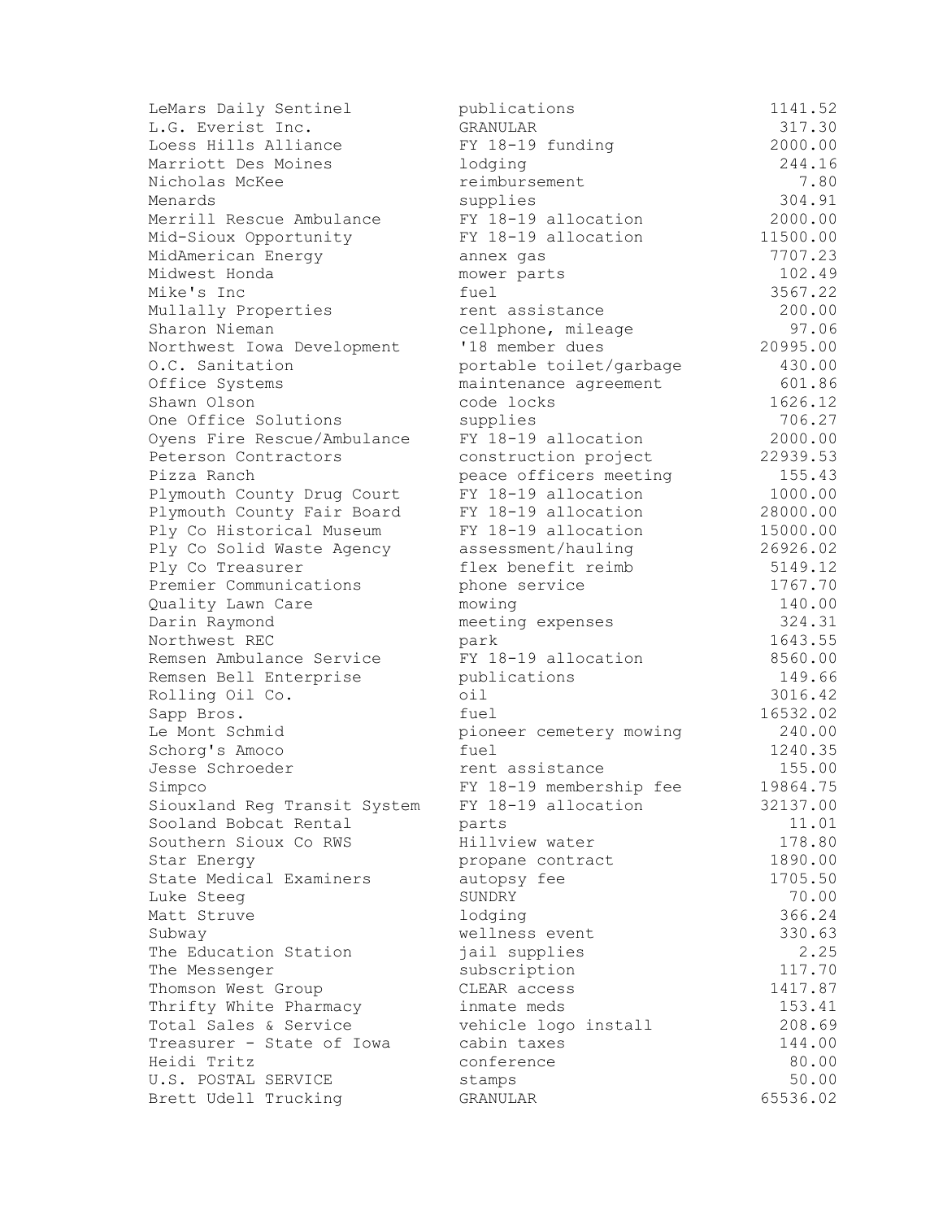| | | |
|---|---|---|
| LeMars Daily Sentinel | publications | 1141.52 |
| L.G. Everist Inc. | GRANULAR | 317.30 |
| Loess Hills Alliance | FY 18-19 funding | 2000.00 |
| Marriott Des Moines | lodging | 244.16 |
| Nicholas McKee | reimbursement | 7.80 |
| Menards | supplies | 304.91 |
| Merrill Rescue Ambulance | FY 18-19 allocation | 2000.00 |
| Mid-Sioux Opportunity | FY 18-19 allocation | 11500.00 |
| MidAmerican Energy | annex gas | 7707.23 |
| Midwest Honda | mower parts | 102.49 |
| Mike's Inc | fuel | 3567.22 |
| Mullally Properties | rent assistance | 200.00 |
| Sharon Nieman | cellphone, mileage | 97.06 |
| Northwest Iowa Development | '18 member dues | 20995.00 |
| O.C. Sanitation | portable toilet/garbage | 430.00 |
| Office Systems | maintenance agreement | 601.86 |
| Shawn Olson | code locks | 1626.12 |
| One Office Solutions | supplies | 706.27 |
| Oyens Fire Rescue/Ambulance | FY 18-19 allocation | 2000.00 |
| Peterson Contractors | construction project | 22939.53 |
| Pizza Ranch | peace officers meeting | 155.43 |
| Plymouth County Drug Court | FY 18-19 allocation | 1000.00 |
| Plymouth County Fair Board | FY 18-19 allocation | 28000.00 |
| Ply Co Historical Museum | FY 18-19 allocation | 15000.00 |
| Ply Co Solid Waste Agency | assessment/hauling | 26926.02 |
| Ply Co Treasurer | flex benefit reimb | 5149.12 |
| Premier Communications | phone service | 1767.70 |
| Quality Lawn Care | mowing | 140.00 |
| Darin Raymond | meeting expenses | 324.31 |
| Northwest REC | park | 1643.55 |
| Remsen Ambulance Service | FY 18-19 allocation | 8560.00 |
| Remsen Bell Enterprise | publications | 149.66 |
| Rolling Oil Co. | oil | 3016.42 |
| Sapp Bros. | fuel | 16532.02 |
| Le Mont Schmid | pioneer cemetery mowing | 240.00 |
| Schorg's Amoco | fuel | 1240.35 |
| Jesse Schroeder | rent assistance | 155.00 |
| Simpco | FY 18-19 membership fee | 19864.75 |
| Siouxland Reg Transit System | FY 18-19 allocation | 32137.00 |
| Sooland Bobcat Rental | parts | 11.01 |
| Southern Sioux Co RWS | Hillview water | 178.80 |
| Star Energy | propane contract | 1890.00 |
| State Medical Examiners | autopsy fee | 1705.50 |
| Luke Steeg | SUNDRY | 70.00 |
| Matt Struve | lodging | 366.24 |
| Subway | wellness event | 330.63 |
| The Education Station | jail supplies | 2.25 |
| The Messenger | subscription | 117.70 |
| Thomson West Group | CLEAR access | 1417.87 |
| Thrifty White Pharmacy | inmate meds | 153.41 |
| Total Sales & Service | vehicle logo install | 208.69 |
| Treasurer - State of Iowa | cabin taxes | 144.00 |
| Heidi Tritz | conference | 80.00 |
| U.S. POSTAL SERVICE | stamps | 50.00 |
| Brett Udell Trucking | GRANULAR | 65536.02 |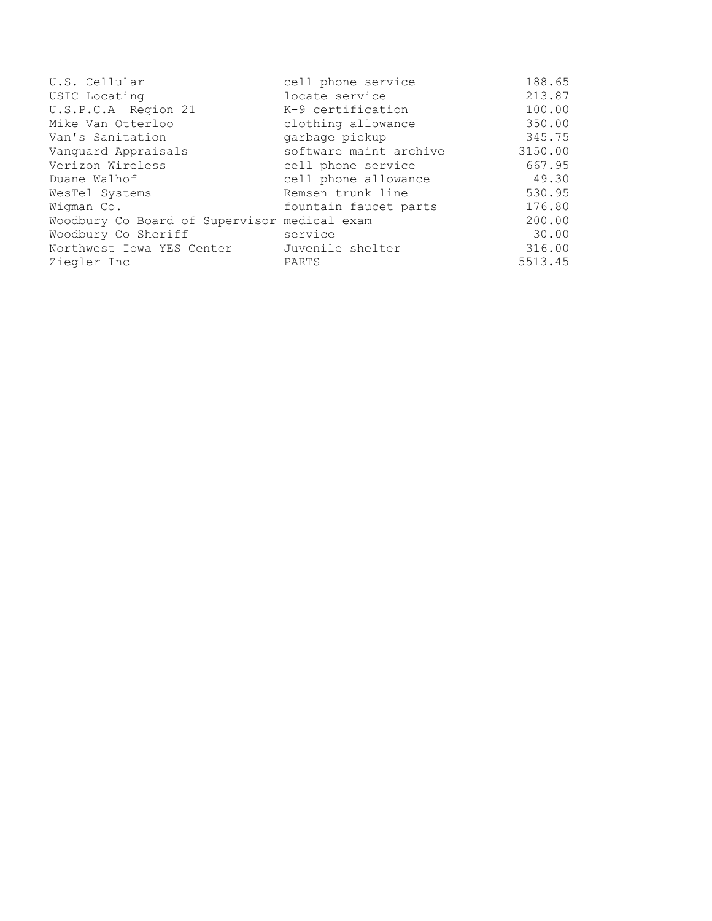| | | |
|---|---|---|
| U.S. Cellular | cell phone service | 188.65 |
| USIC Locating | locate service | 213.87 |
| U.S.P.C.A Region 21 | K-9 certification | 100.00 |
| Mike Van Otterloo | clothing allowance | 350.00 |
| Van's Sanitation | garbage pickup | 345.75 |
| Vanguard Appraisals | software maint archive | 3150.00 |
| Verizon Wireless | cell phone service | 667.95 |
| Duane Walhof | cell phone allowance | 49.30 |
| WesTel Systems | Remsen trunk line | 530.95 |
| Wigman Co. | fountain faucet parts | 176.80 |
| Woodbury Co Board of Supervisor | medical exam | 200.00 |
| Woodbury Co Sheriff | service | 30.00 |
| Northwest Iowa YES Center | Juvenile shelter | 316.00 |
| Ziegler Inc | PARTS | 5513.45 |